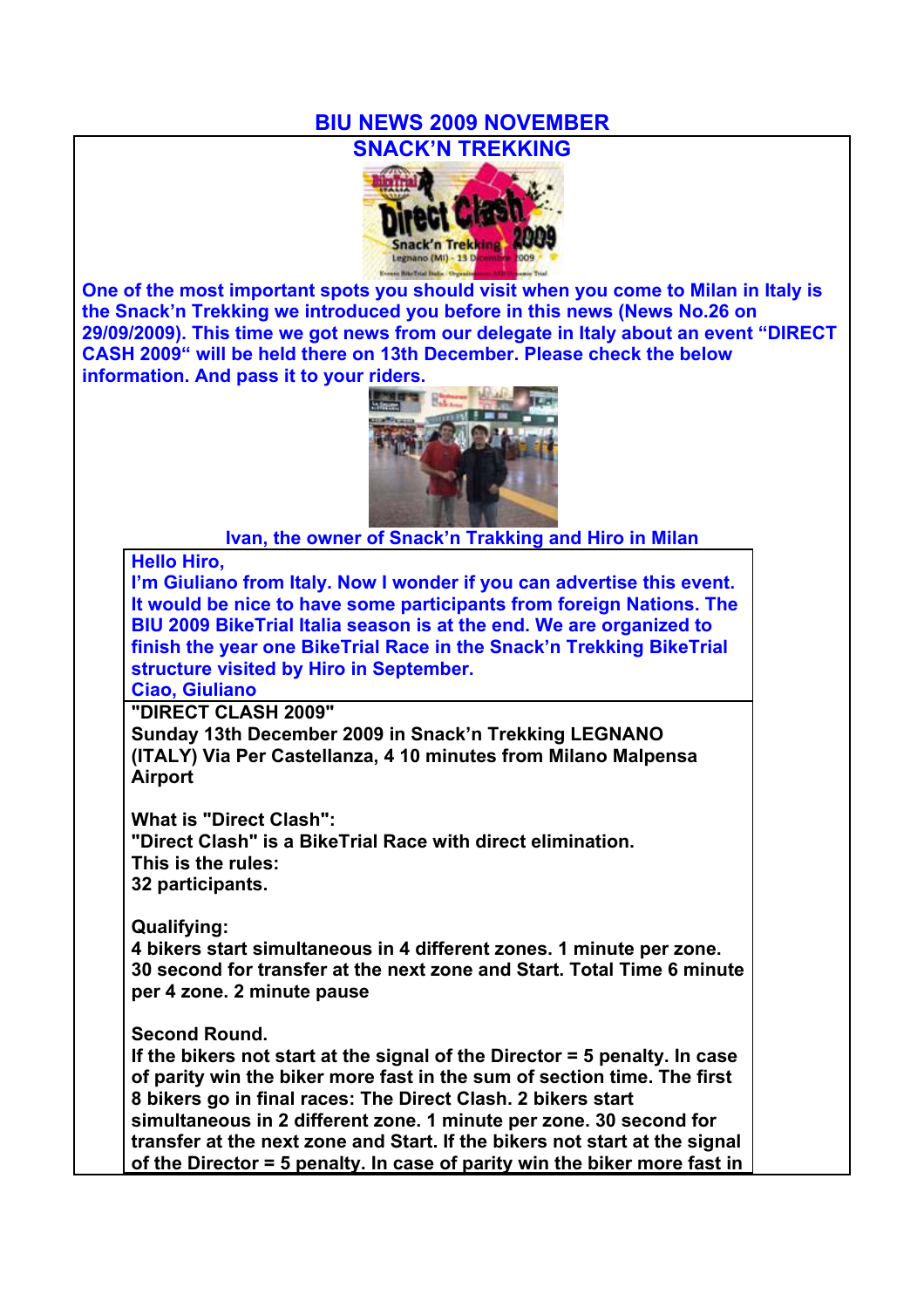# BIU NEWS 2009 NOVEMBER

## SNACK'N TREKKING

**One of the most important spots you should visit when you come to Milan in Italy is the Snack'n Trekking we introduced you before in this news (News No.26 on 29/09/2009). This time we got news from our delegate in Italy about an event "DIRECT CASH 2009" will be held there on 13th December. Please check the below information. And pass it to your riders.**

**Ivan, the owner of Snack'n Trakking and Hiro in Milan**

**Hello Hiro,**
**I'm Giuliano from Italy. Now I wonder if you can advertise this event. It would be nice to have some participants from foreign Nations. The BIU 2009 BikeTrial Italia season is at the end. We are organized to finish the year one BikeTrial Race in the Snack'n Trekking BikeTrial structure visited by Hiro in September.**
**Ciao, Giuliano**

**"DIRECT CLASH 2009"**
**Sunday 13th December 2009 in Snack'n Trekking LEGNANO (ITALY) Via Per Castellanza, 4 10 minutes from Milano Malpensa Airport**

**What is "Direct Clash":**
**"Direct Clash" is a BikeTrial Race with direct elimination.**
**This is the rules:**
**32 participants.**

**Qualifying:**
**4 bikers start simultaneous in 4 different zones. 1 minute per zone. 30 second for transfer at the next zone and Start. Total Time 6 minute per 4 zone. 2 minute pause**

**Second Round.**
**If the bikers not start at the signal of the Director = 5 penalty. In case of parity win the biker more fast in the sum of section time. The first 8 bikers go in final races: The Direct Clash. 2 bikers start simultaneous in 2 different zone. 1 minute per zone. 30 second for transfer at the next zone and Start. If the bikers not start at the signal of the Director = 5 penalty. In case of parity win the biker more fast in**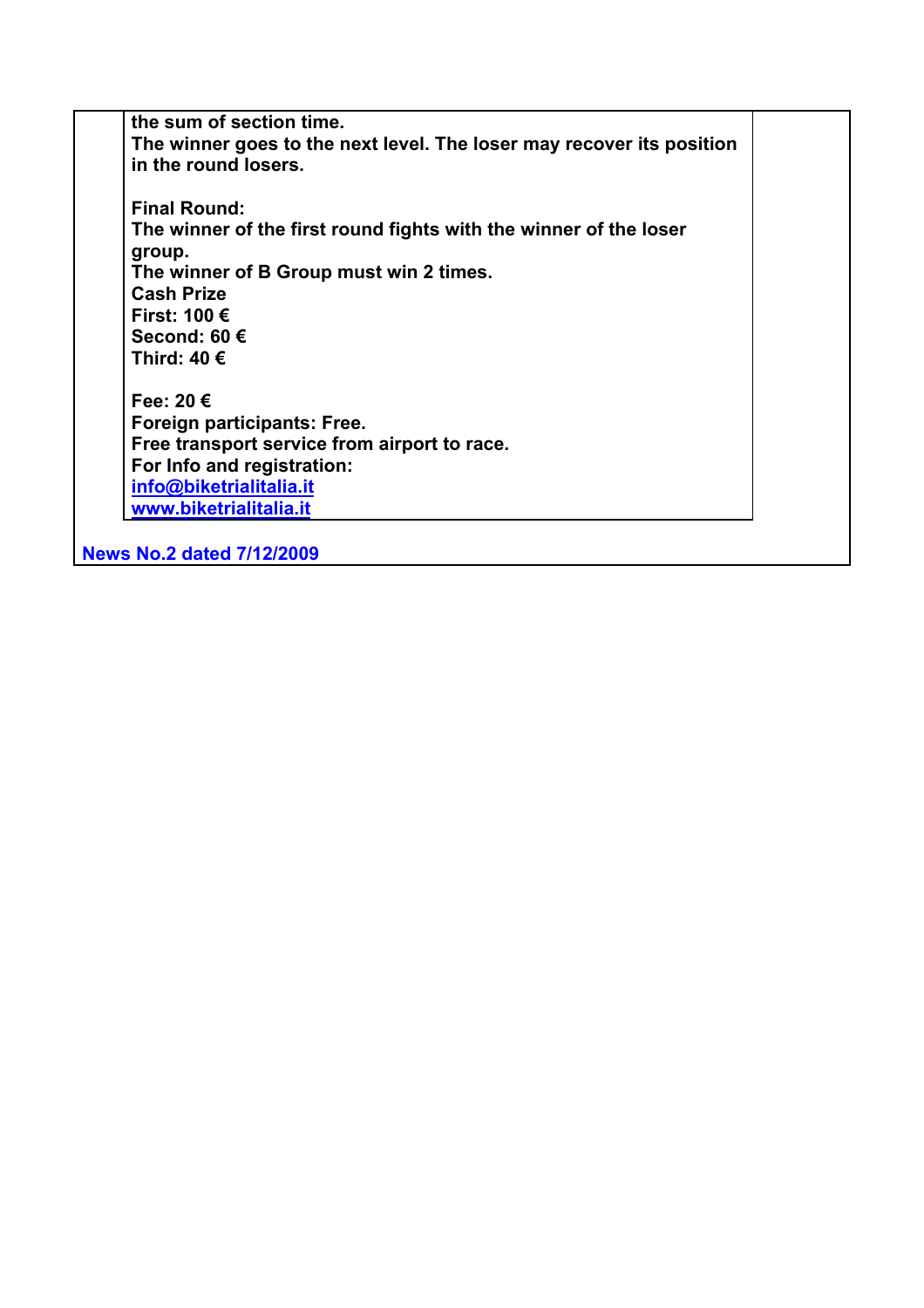**the sum of section time.**
**The winner goes to the next level. The loser may recover its position in the round losers.**

**Final Round:**
**The winner of the first round fights with the winner of the loser group.**
**The winner of B Group must win 2 times.**
**Cash Prize**
**First: 100 €**
**Second: 60 €**
**Third: 40 €**

**Fee: 20 €**
**Foreign participants: Free.**
**Free transport service from airport to race.**
**For Info and registration:**
**[info@biketrialitalia.it](mailto:info@biketrialitalia.it)**
**[www.biketrialitalia.it](http://www.biketrialitalia.it)**

**News No.2 dated 7/12/2009**